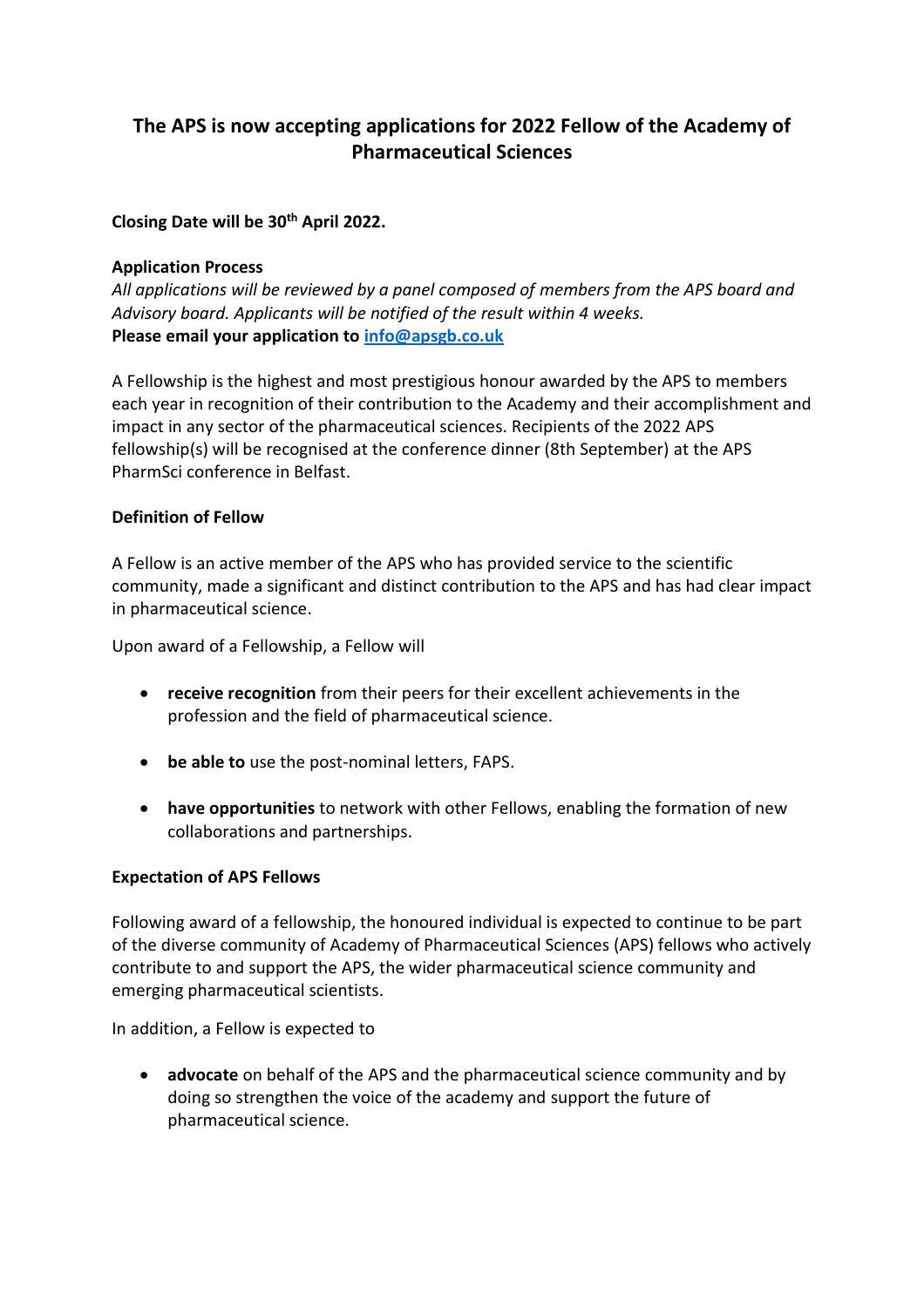# The APS is now accepting applications for 2022 Fellow of the Academy of Pharmaceutical Sciences

**Closing Date will be 30th April 2022.**

**Application Process**

*All applications will be reviewed by a panel composed of members from the APS board and Advisory board. Applicants will be notified of the result within 4 weeks.*

**Please email your application to [info@apsgb.co.uk](mailto:info@apsgb.co.uk)**

A Fellowship is the highest and most prestigious honour awarded by the APS to members each year in recognition of their contribution to the Academy and their accomplishment and impact in any sector of the pharmaceutical sciences. Recipients of the 2022 APS fellowship(s) will be recognised at the conference dinner (8th September) at the APS PharmSci conference in Belfast.

**Definition of Fellow**

A Fellow is an active member of the APS who has provided service to the scientific community, made a significant and distinct contribution to the APS and has had clear impact in pharmaceutical science.

Upon award of a Fellowship, a Fellow will

- **receive recognition** from their peers for their excellent achievements in the profession and the field of pharmaceutical science.
- **be able to** use the post-nominal letters, FAPS.
- **have opportunities** to network with other Fellows, enabling the formation of new collaborations and partnerships.

**Expectation of APS Fellows**

Following award of a fellowship, the honoured individual is expected to continue to be part of the diverse community of Academy of Pharmaceutical Sciences (APS) fellows who actively contribute to and support the APS, the wider pharmaceutical science community and emerging pharmaceutical scientists.

In addition, a Fellow is expected to

- **advocate** on behalf of the APS and the pharmaceutical science community and by doing so strengthen the voice of the academy and support the future of pharmaceutical science.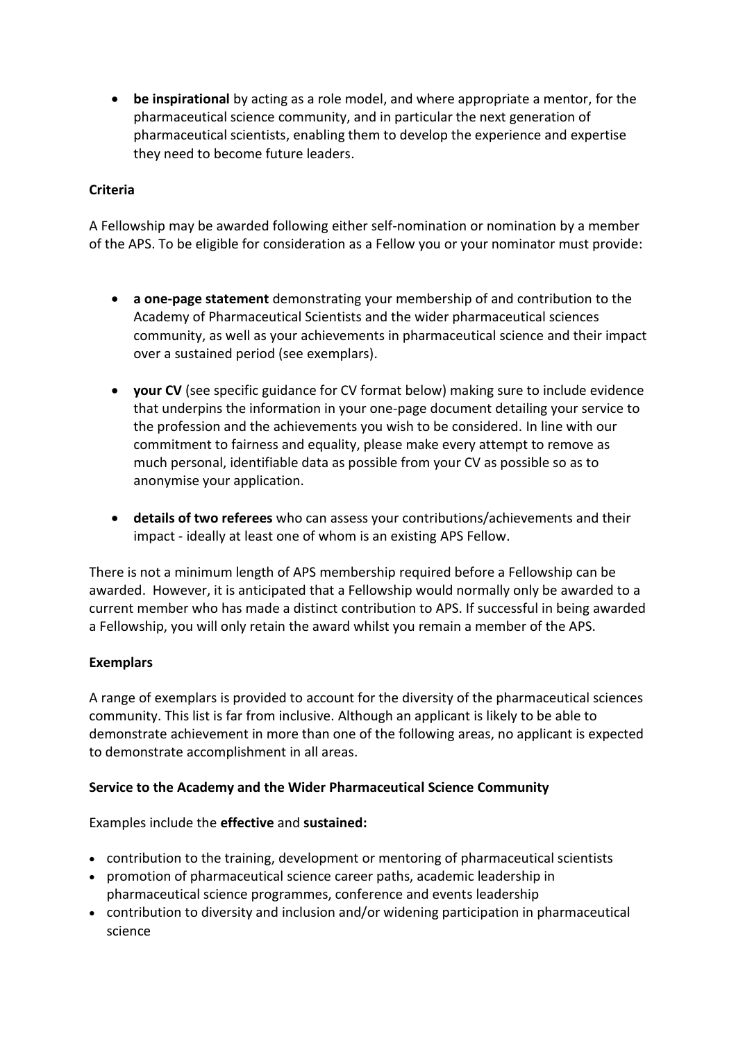- **be inspirational** by acting as a role model, and where appropriate a mentor, for the pharmaceutical science community, and in particular the next generation of pharmaceutical scientists, enabling them to develop the experience and expertise they need to become future leaders.

**Criteria**

A Fellowship may be awarded following either self-nomination or nomination by a member of the APS. To be eligible for consideration as a Fellow you or your nominator must provide:

- **a one-page statement** demonstrating your membership of and contribution to the Academy of Pharmaceutical Scientists and the wider pharmaceutical sciences community, as well as your achievements in pharmaceutical science and their impact over a sustained period (see exemplars).
- **your CV** (see specific guidance for CV format below) making sure to include evidence that underpins the information in your one-page document detailing your service to the profession and the achievements you wish to be considered. In line with our commitment to fairness and equality, please make every attempt to remove as much personal, identifiable data as possible from your CV as possible so as to anonymise your application.
- **details of two referees** who can assess your contributions/achievements and their impact - ideally at least one of whom is an existing APS Fellow.

There is not a minimum length of APS membership required before a Fellowship can be awarded. However, it is anticipated that a Fellowship would normally only be awarded to a current member who has made a distinct contribution to APS. If successful in being awarded a Fellowship, you will only retain the award whilst you remain a member of the APS.

**Exemplars**

A range of exemplars is provided to account for the diversity of the pharmaceutical sciences community. This list is far from inclusive. Although an applicant is likely to be able to demonstrate achievement in more than one of the following areas, no applicant is expected to demonstrate accomplishment in all areas.

**Service to the Academy and the Wider Pharmaceutical Science Community**

Examples include the **effective** and **sustained:**

- contribution to the training, development or mentoring of pharmaceutical scientists
- promotion of pharmaceutical science career paths, academic leadership in pharmaceutical science programmes, conference and events leadership
- contribution to diversity and inclusion and/or widening participation in pharmaceutical science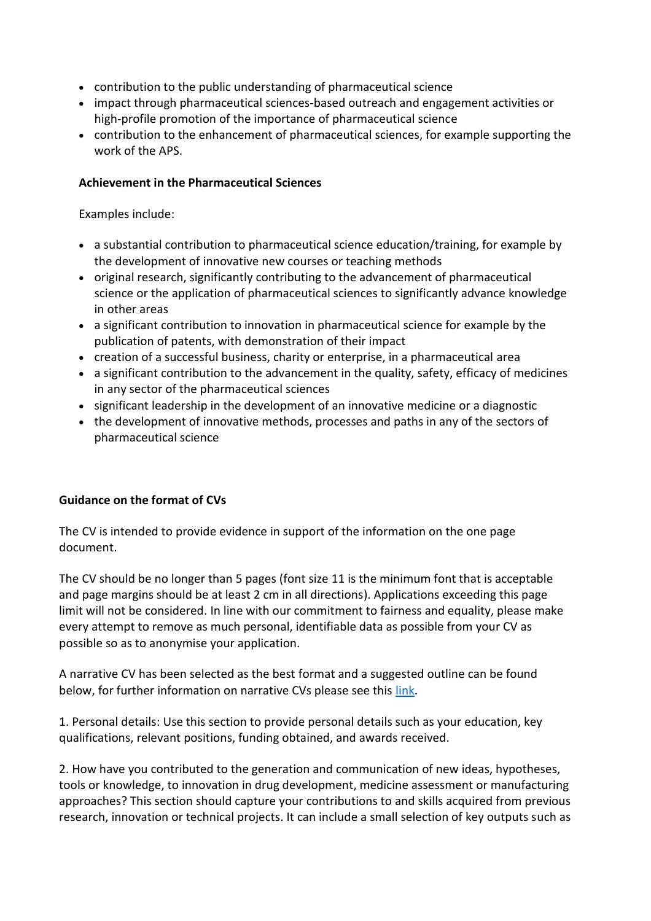- contribution to the public understanding of pharmaceutical science
- impact through pharmaceutical sciences-based outreach and engagement activities or high-profile promotion of the importance of pharmaceutical science
- contribution to the enhancement of pharmaceutical sciences, for example supporting the work of the APS.

**Achievement in the Pharmaceutical Sciences**

Examples include:

- a substantial contribution to pharmaceutical science education/training, for example by the development of innovative new courses or teaching methods
- original research, significantly contributing to the advancement of pharmaceutical science or the application of pharmaceutical sciences to significantly advance knowledge in other areas
- a significant contribution to innovation in pharmaceutical science for example by the publication of patents, with demonstration of their impact
- creation of a successful business, charity or enterprise, in a pharmaceutical area
- a significant contribution to the advancement in the quality, safety, efficacy of medicines in any sector of the pharmaceutical sciences
- significant leadership in the development of an innovative medicine or a diagnostic
- the development of innovative methods, processes and paths in any of the sectors of pharmaceutical science

**Guidance on the format of CVs**

The CV is intended to provide evidence in support of the information on the one page document.

The CV should be no longer than 5 pages (font size 11 is the minimum font that is acceptable and page margins should be at least 2 cm in all directions). Applications exceeding this page limit will not be considered. In line with our commitment to fairness and equality, please make every attempt to remove as much personal, identifiable data as possible from your CV as possible so as to anonymise your application.

A narrative CV has been selected as the best format and a suggested outline can be found below, for further information on narrative CVs please see this link.

1. Personal details: Use this section to provide personal details such as your education, key qualifications, relevant positions, funding obtained, and awards received.

2. How have you contributed to the generation and communication of new ideas, hypotheses, tools or knowledge, to innovation in drug development, medicine assessment or manufacturing approaches? This section should capture your contributions to and skills acquired from previous research, innovation or technical projects. It can include a small selection of key outputs such as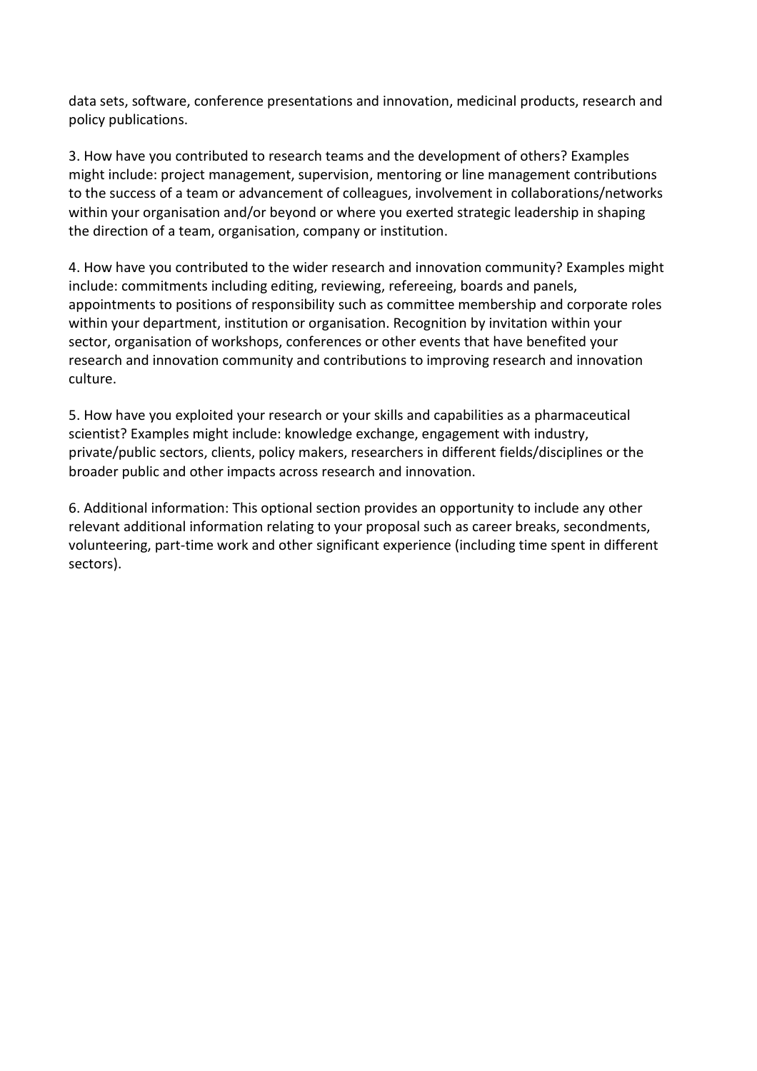data sets, software, conference presentations and innovation, medicinal products, research and policy publications.

3. How have you contributed to research teams and the development of others? Examples might include: project management, supervision, mentoring or line management contributions to the success of a team or advancement of colleagues, involvement in collaborations/networks within your organisation and/or beyond or where you exerted strategic leadership in shaping the direction of a team, organisation, company or institution.

4. How have you contributed to the wider research and innovation community? Examples might include: commitments including editing, reviewing, refereeing, boards and panels, appointments to positions of responsibility such as committee membership and corporate roles within your department, institution or organisation. Recognition by invitation within your sector, organisation of workshops, conferences or other events that have benefited your research and innovation community and contributions to improving research and innovation culture.

5. How have you exploited your research or your skills and capabilities as a pharmaceutical scientist? Examples might include: knowledge exchange, engagement with industry, private/public sectors, clients, policy makers, researchers in different fields/disciplines or the broader public and other impacts across research and innovation.

6. Additional information: This optional section provides an opportunity to include any other relevant additional information relating to your proposal such as career breaks, secondments, volunteering, part-time work and other significant experience (including time spent in different sectors).